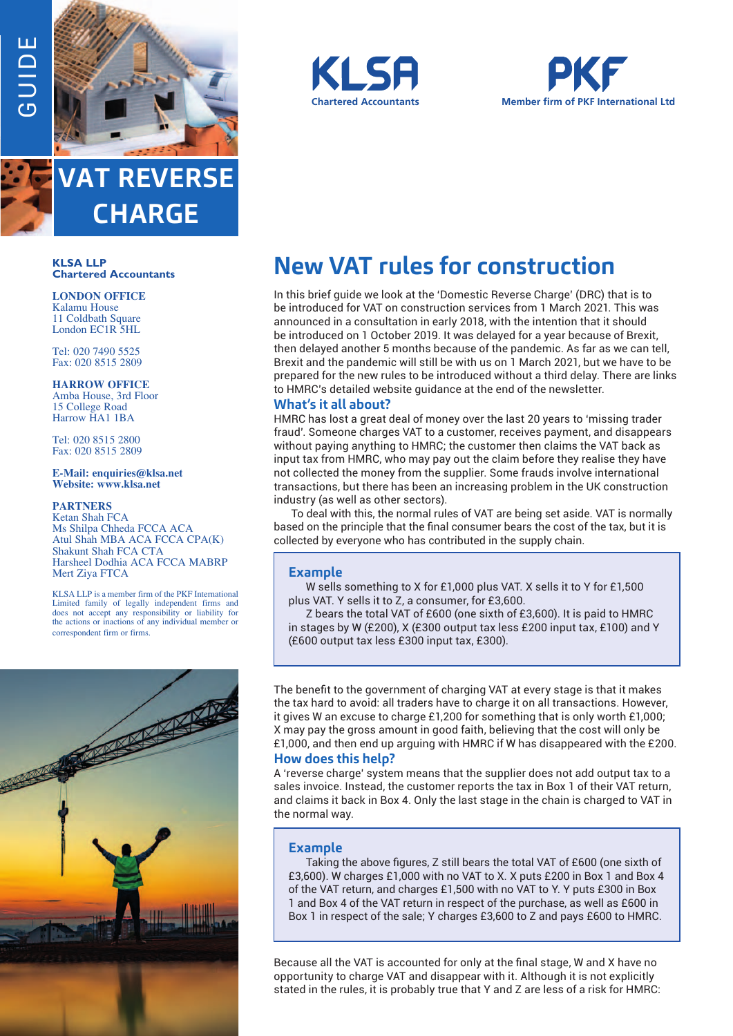GUIDE

# VAT REVERSE CHARGE

KLSA Chartered Accountants

PKF Member firm of PKF International Ltd

**KLSA LLP**
**Chartered Accountants**

**LONDON OFFICE**
Kalamu House
11 Coldbath Square
London EC1R 5HL

Tel: 020 7490 5525
Fax: 020 8515 2809

**HARROW OFFICE**
Amba House, 3rd Floor
15 College Road
Harrow HA1 1BA

Tel: 020 8515 2800
Fax: 020 8515 2809

**E-Mail: enquiries@klsa.net**
**Website: www.klsa.net**

**PARTNERS**
Ketan Shah FCA
Ms Shilpa Chheda FCCA ACA
Atul Shah MBA ACA FCCA CPA(K)
Shakunt Shah FCA CTA
Harsheel Dodhia ACA FCCA MABRP
Mert Ziya FTCA

KLSA LLP is a member firm of the PKF International Limited family of legally independent firms and does not accept any responsibility or liability for the actions or inactions of any individual member or correspondent firm or firms.

## New VAT rules for construction

In this brief guide we look at the 'Domestic Reverse Charge' (DRC) that is to be introduced for VAT on construction services from 1 March 2021. This was announced in a consultation in early 2018, with the intention that it should be introduced on 1 October 2019. It was delayed for a year because of Brexit, then delayed another 5 months because of the pandemic. As far as we can tell, Brexit and the pandemic will still be with us on 1 March 2021, but we have to be prepared for the new rules to be introduced without a third delay. There are links to HMRC's detailed website guidance at the end of the newsletter.

### What's it all about?

HMRC has lost a great deal of money over the last 20 years to 'missing trader fraud'. Someone charges VAT to a customer, receives payment, and disappears without paying anything to HMRC; the customer then claims the VAT back as input tax from HMRC, who may pay out the claim before they realise they have not collected the money from the supplier. Some frauds involve international transactions, but there has been an increasing problem in the UK construction industry (as well as other sectors).

To deal with this, the normal rules of VAT are being set aside. VAT is normally based on the principle that the final consumer bears the cost of the tax, but it is collected by everyone who has contributed in the supply chain.

> **Example**
>
> W sells something to X for £1,000 plus VAT. X sells it to Y for £1,500 plus VAT. Y sells it to Z, a consumer, for £3,600.
>
> Z bears the total VAT of £600 (one sixth of £3,600). It is paid to HMRC in stages by W (£200), X (£300 output tax less £200 input tax, £100) and Y (£600 output tax less £300 input tax, £300).

The benefit to the government of charging VAT at every stage is that it makes the tax hard to avoid: all traders have to charge it on all transactions. However, it gives W an excuse to charge £1,200 for something that is only worth £1,000; X may pay the gross amount in good faith, believing that the cost will only be £1,000, and then end up arguing with HMRC if W has disappeared with the £200.

### How does this help?

A 'reverse charge' system means that the supplier does not add output tax to a sales invoice. Instead, the customer reports the tax in Box 1 of their VAT return, and claims it back in Box 4. Only the last stage in the chain is charged to VAT in the normal way.

> **Example**
>
> Taking the above figures, Z still bears the total VAT of £600 (one sixth of £3,600). W charges £1,000 with no VAT to X. X puts £200 in Box 1 and Box 4 of the VAT return, and charges £1,500 with no VAT to Y. Y puts £300 in Box 1 and Box 4 of the VAT return in respect of the purchase, as well as £600 in Box 1 in respect of the sale; Y charges £3,600 to Z and pays £600 to HMRC.

Because all the VAT is accounted for only at the final stage, W and X have no opportunity to charge VAT and disappear with it. Although it is not explicitly stated in the rules, it is probably true that Y and Z are less of a risk for HMRC: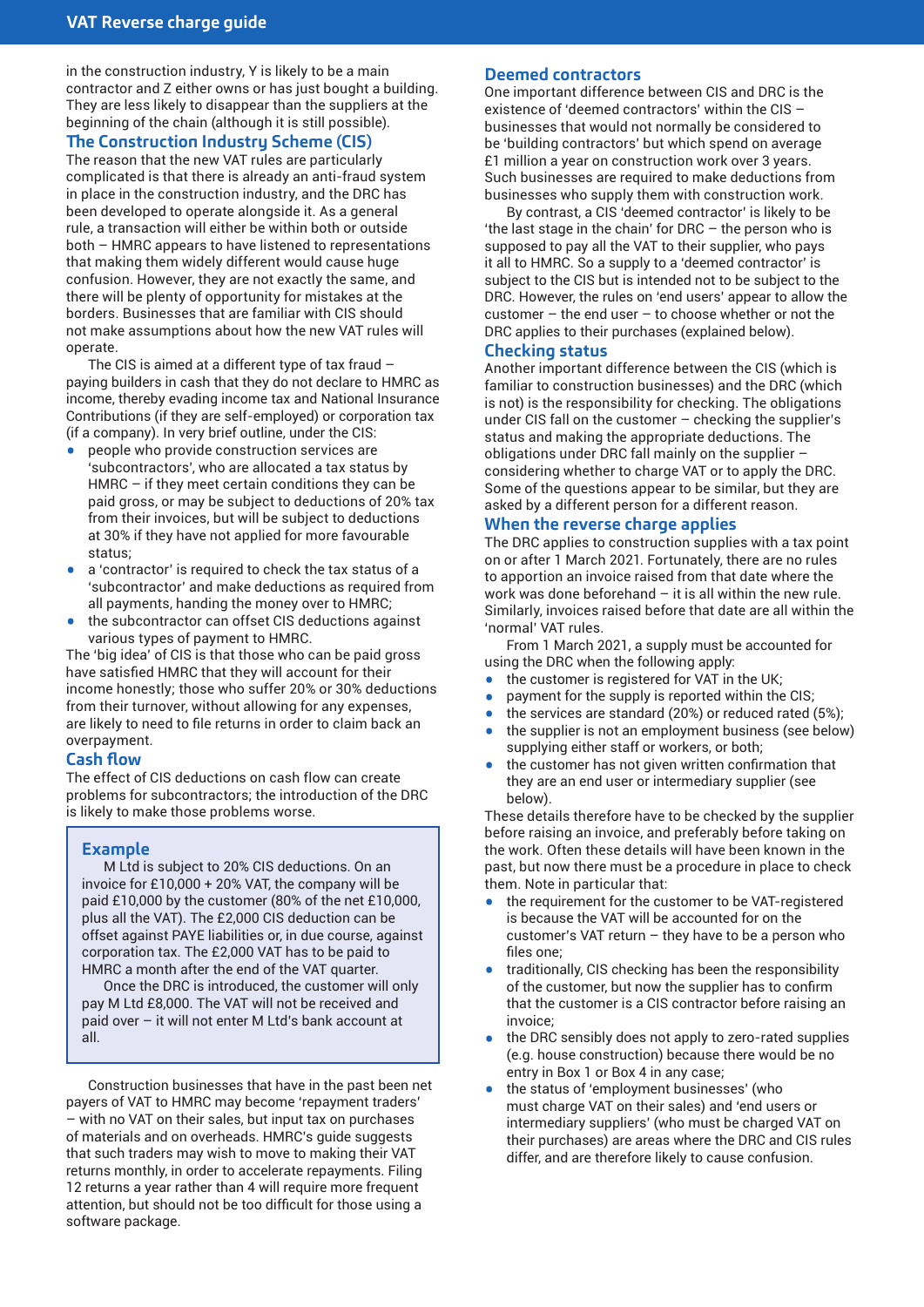in the construction industry, Y is likely to be a main contractor and Z either owns or has just bought a building. They are less likely to disappear than the suppliers at the beginning of the chain (although it is still possible).

## The Construction Industry Scheme (CIS)

The reason that the new VAT rules are particularly complicated is that there is already an anti-fraud system in place in the construction industry, and the DRC has been developed to operate alongside it. As a general rule, a transaction will either be within both or outside both – HMRC appears to have listened to representations that making them widely different would cause huge confusion. However, they are not exactly the same, and there will be plenty of opportunity for mistakes at the borders. Businesses that are familiar with CIS should not make assumptions about how the new VAT rules will operate.

The CIS is aimed at a different type of tax fraud – paying builders in cash that they do not declare to HMRC as income, thereby evading income tax and National Insurance Contributions (if they are self-employed) or corporation tax (if a company). In very brief outline, under the CIS:

- people who provide construction services are 'subcontractors', who are allocated a tax status by HMRC – if they meet certain conditions they can be paid gross, or may be subject to deductions of 20% tax from their invoices, but will be subject to deductions at 30% if they have not applied for more favourable status;
- a 'contractor' is required to check the tax status of a 'subcontractor' and make deductions as required from all payments, handing the money over to HMRC;
- the subcontractor can offset CIS deductions against various types of payment to HMRC.

The 'big idea' of CIS is that those who can be paid gross have satisfied HMRC that they will account for their income honestly; those who suffer 20% or 30% deductions from their turnover, without allowing for any expenses, are likely to need to file returns in order to claim back an overpayment.

## Cash flow

The effect of CIS deductions on cash flow can create problems for subcontractors; the introduction of the DRC is likely to make those problems worse.

### Example

M Ltd is subject to 20% CIS deductions. On an invoice for £10,000 + 20% VAT, the company will be paid £10,000 by the customer (80% of the net £10,000, plus all the VAT). The £2,000 CIS deduction can be offset against PAYE liabilities or, in due course, against corporation tax. The £2,000 VAT has to be paid to HMRC a month after the end of the VAT quarter.

Once the DRC is introduced, the customer will only pay M Ltd £8,000. The VAT will not be received and paid over – it will not enter M Ltd's bank account at all.

Construction businesses that have in the past been net payers of VAT to HMRC may become 'repayment traders' – with no VAT on their sales, but input tax on purchases of materials and on overheads. HMRC's guide suggests that such traders may wish to move to making their VAT returns monthly, in order to accelerate repayments. Filing 12 returns a year rather than 4 will require more frequent attention, but should not be too difficult for those using a software package.

## Deemed contractors

One important difference between CIS and DRC is the existence of 'deemed contractors' within the CIS – businesses that would not normally be considered to be 'building contractors' but which spend on average £1 million a year on construction work over 3 years. Such businesses are required to make deductions from businesses who supply them with construction work.

By contrast, a CIS 'deemed contractor' is likely to be 'the last stage in the chain' for DRC – the person who is supposed to pay all the VAT to their supplier, who pays it all to HMRC. So a supply to a 'deemed contractor' is subject to the CIS but is intended not to be subject to the DRC. However, the rules on 'end users' appear to allow the customer – the end user – to choose whether or not the DRC applies to their purchases (explained below).

## Checking status

Another important difference between the CIS (which is familiar to construction businesses) and the DRC (which is not) is the responsibility for checking. The obligations under CIS fall on the customer – checking the supplier's status and making the appropriate deductions. The obligations under DRC fall mainly on the supplier – considering whether to charge VAT or to apply the DRC. Some of the questions appear to be similar, but they are asked by a different person for a different reason.

## When the reverse charge applies

The DRC applies to construction supplies with a tax point on or after 1 March 2021. Fortunately, there are no rules to apportion an invoice raised from that date where the work was done beforehand – it is all within the new rule. Similarly, invoices raised before that date are all within the 'normal' VAT rules.

From 1 March 2021, a supply must be accounted for using the DRC when the following apply:

- the customer is registered for VAT in the UK;
- payment for the supply is reported within the CIS;
- the services are standard (20%) or reduced rated (5%);
- the supplier is not an employment business (see below) supplying either staff or workers, or both;
- the customer has not given written confirmation that they are an end user or intermediary supplier (see below).

These details therefore have to be checked by the supplier before raising an invoice, and preferably before taking on the work. Often these details will have been known in the past, but now there must be a procedure in place to check them. Note in particular that:

- the requirement for the customer to be VAT-registered is because the VAT will be accounted for on the customer's VAT return – they have to be a person who files one;
- traditionally, CIS checking has been the responsibility of the customer, but now the supplier has to confirm that the customer is a CIS contractor before raising an invoice;
- the DRC sensibly does not apply to zero-rated supplies (e.g. house construction) because there would be no entry in Box 1 or Box 4 in any case;
- the status of 'employment businesses' (who must charge VAT on their sales) and 'end users or intermediary suppliers' (who must be charged VAT on their purchases) are areas where the DRC and CIS rules differ, and are therefore likely to cause confusion.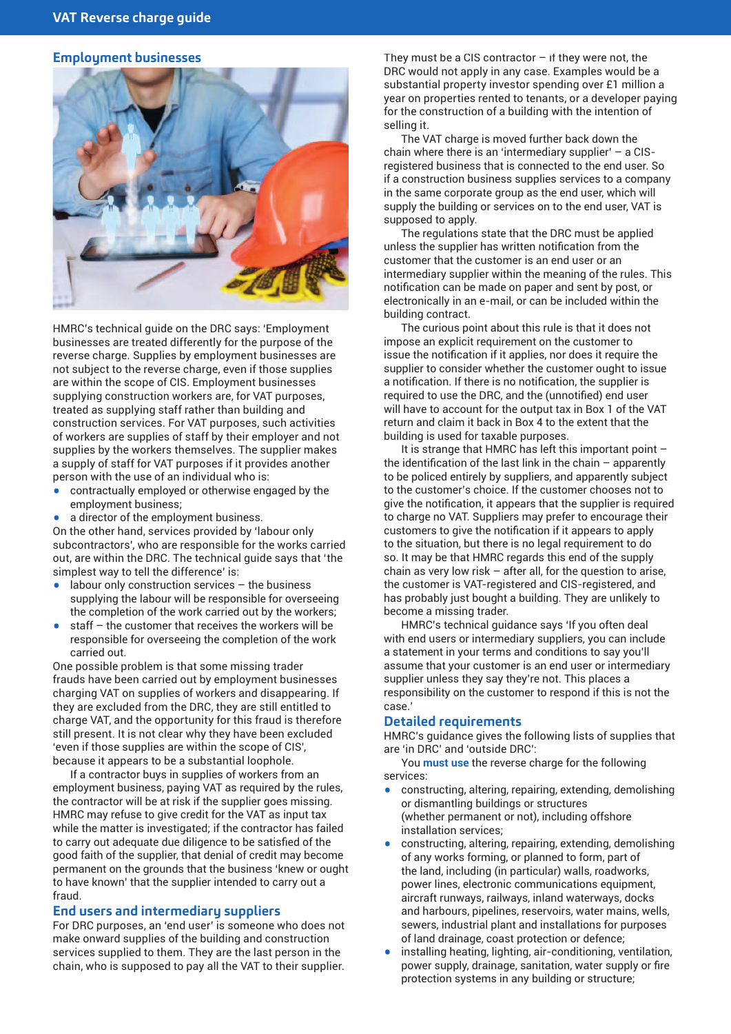## Employment businesses

HMRC's technical guide on the DRC says: 'Employment businesses are treated differently for the purpose of the reverse charge. Supplies by employment businesses are not subject to the reverse charge, even if those supplies are within the scope of CIS. Employment businesses supplying construction workers are, for VAT purposes, treated as supplying staff rather than building and construction services. For VAT purposes, such activities of workers are supplies of staff by their employer and not supplies by the workers themselves. The supplier makes a supply of staff for VAT purposes if it provides another person with the use of an individual who is:

- contractually employed or otherwise engaged by the employment business;
- a director of the employment business.

On the other hand, services provided by 'labour only subcontractors', who are responsible for the works carried out, are within the DRC. The technical guide says that 'the simplest way to tell the difference' is:

- labour only construction services – the business supplying the labour will be responsible for overseeing the completion of the work carried out by the workers;
- staff – the customer that receives the workers will be responsible for overseeing the completion of the work carried out.

One possible problem is that some missing trader frauds have been carried out by employment businesses charging VAT on supplies of workers and disappearing. If they are excluded from the DRC, they are still entitled to charge VAT, and the opportunity for this fraud is therefore still present. It is not clear why they have been excluded 'even if those supplies are within the scope of CIS', because it appears to be a substantial loophole.

If a contractor buys in supplies of workers from an employment business, paying VAT as required by the rules, the contractor will be at risk if the supplier goes missing. HMRC may refuse to give credit for the VAT as input tax while the matter is investigated; if the contractor has failed to carry out adequate due diligence to be satisfied of the good faith of the supplier, that denial of credit may become permanent on the grounds that the business 'knew or ought to have known' that the supplier intended to carry out a fraud.

## End users and intermediary suppliers

For DRC purposes, an 'end user' is someone who does not make onward supplies of the building and construction services supplied to them. They are the last person in the chain, who is supposed to pay all the VAT to their supplier. They must be a CIS contractor – if they were not, the DRC would not apply in any case. Examples would be a substantial property investor spending over £1 million a year on properties rented to tenants, or a developer paying for the construction of a building with the intention of selling it.

The VAT charge is moved further back down the chain where there is an 'intermediary supplier' – a CIS-registered business that is connected to the end user. So if a construction business supplies services to a company in the same corporate group as the end user, which will supply the building or services on to the end user, VAT is supposed to apply.

The regulations state that the DRC must be applied unless the supplier has written notification from the customer that the customer is an end user or an intermediary supplier within the meaning of the rules. This notification can be made on paper and sent by post, or electronically in an e-mail, or can be included within the building contract.

The curious point about this rule is that it does not impose an explicit requirement on the customer to issue the notification if it applies, nor does it require the supplier to consider whether the customer ought to issue a notification. If there is no notification, the supplier is required to use the DRC, and the (unnotified) end user will have to account for the output tax in Box 1 of the VAT return and claim it back in Box 4 to the extent that the building is used for taxable purposes.

It is strange that HMRC has left this important point – the identification of the last link in the chain – apparently to be policed entirely by suppliers, and apparently subject to the customer's choice. If the customer chooses not to give the notification, it appears that the supplier is required to charge no VAT. Suppliers may prefer to encourage their customers to give the notification if it appears to apply to the situation, but there is no legal requirement to do so. It may be that HMRC regards this end of the supply chain as very low risk – after all, for the question to arise, the customer is VAT-registered and CIS-registered, and has probably just bought a building. They are unlikely to become a missing trader.

HMRC's technical guidance says 'If you often deal with end users or intermediary suppliers, you can include a statement in your terms and conditions to say you'll assume that your customer is an end user or intermediary supplier unless they say they're not. This places a responsibility on the customer to respond if this is not the case.'

## Detailed requirements

HMRC's guidance gives the following lists of supplies that are 'in DRC' and 'outside DRC':

You **must use** the reverse charge for the following services:

- constructing, altering, repairing, extending, demolishing or dismantling buildings or structures (whether permanent or not), including offshore installation services;
- constructing, altering, repairing, extending, demolishing of any works forming, or planned to form, part of the land, including (in particular) walls, roadworks, power lines, electronic communications equipment, aircraft runways, railways, inland waterways, docks and harbours, pipelines, reservoirs, water mains, wells, sewers, industrial plant and installations for purposes of land drainage, coast protection or defence;
- installing heating, lighting, air-conditioning, ventilation, power supply, drainage, sanitation, water supply or fire protection systems in any building or structure;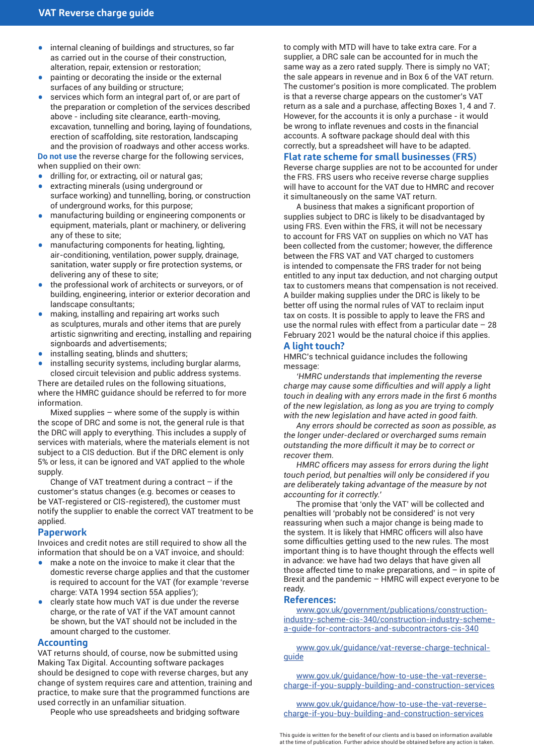- internal cleaning of buildings and structures, so far as carried out in the course of their construction, alteration, repair, extension or restoration;
- painting or decorating the inside or the external surfaces of any building or structure;
- services which form an integral part of, or are part of the preparation or completion of the services described above - including site clearance, earth-moving, excavation, tunnelling and boring, laying of foundations, erection of scaffolding, site restoration, landscaping and the provision of roadways and other access works.

**Do not use** the reverse charge for the following services, when supplied on their own:

- drilling for, or extracting, oil or natural gas;
- extracting minerals (using underground or surface working) and tunnelling, boring, or construction of underground works, for this purpose;
- manufacturing building or engineering components or equipment, materials, plant or machinery, or delivering any of these to site;
- manufacturing components for heating, lighting, air-conditioning, ventilation, power supply, drainage, sanitation, water supply or fire protection systems, or delivering any of these to site;
- the professional work of architects or surveyors, or of building, engineering, interior or exterior decoration and landscape consultants;
- making, installing and repairing art works such as sculptures, murals and other items that are purely artistic signwriting and erecting, installing and repairing signboards and advertisements;
- installing seating, blinds and shutters;
- installing security systems, including burglar alarms, closed circuit television and public address systems.

There are detailed rules on the following situations, where the HMRC guidance should be referred to for more information.

Mixed supplies – where some of the supply is within the scope of DRC and some is not, the general rule is that the DRC will apply to everything. This includes a supply of services with materials, where the materials element is not subject to a CIS deduction. But if the DRC element is only 5% or less, it can be ignored and VAT applied to the whole supply.

Change of VAT treatment during a contract – if the customer's status changes (e.g. becomes or ceases to be VAT-registered or CIS-registered), the customer must notify the supplier to enable the correct VAT treatment to be applied.

## Paperwork

Invoices and credit notes are still required to show all the information that should be on a VAT invoice, and should:

- make a note on the invoice to make it clear that the domestic reverse charge applies and that the customer is required to account for the VAT (for example 'reverse charge: VATA 1994 section 55A applies');
- clearly state how much VAT is due under the reverse charge, or the rate of VAT if the VAT amount cannot be shown, but the VAT should not be included in the amount charged to the customer.

## Accounting

VAT returns should, of course, now be submitted using Making Tax Digital. Accounting software packages should be designed to cope with reverse charges, but any change of system requires care and attention, training and practice, to make sure that the programmed functions are used correctly in an unfamiliar situation.

People who use spreadsheets and bridging software to comply with MTD will have to take extra care. For a supplier, a DRC sale can be accounted for in much the same way as a zero rated supply. There is simply no VAT; the sale appears in revenue and in Box 6 of the VAT return. The customer's position is more complicated. The problem is that a reverse charge appears on the customer's VAT return as a sale and a purchase, affecting Boxes 1, 4 and 7. However, for the accounts it is only a purchase - it would be wrong to inflate revenues and costs in the financial accounts. A software package should deal with this correctly, but a spreadsheet will have to be adapted.

## Flat rate scheme for small businesses (FRS)

Reverse charge supplies are not to be accounted for under the FRS. FRS users who receive reverse charge supplies will have to account for the VAT due to HMRC and recover it simultaneously on the same VAT return.

A business that makes a significant proportion of supplies subject to DRC is likely to be disadvantaged by using FRS. Even within the FRS, it will not be necessary to account for FRS VAT on supplies on which no VAT has been collected from the customer; however, the difference between the FRS VAT and VAT charged to customers is intended to compensate the FRS trader for not being entitled to any input tax deduction, and not charging output tax to customers means that compensation is not received. A builder making supplies under the DRC is likely to be better off using the normal rules of VAT to reclaim input tax on costs. It is possible to apply to leave the FRS and use the normal rules with effect from a particular date – 28 February 2021 would be the natural choice if this applies.

## A light touch?

HMRC's technical guidance includes the following message:

*'HMRC understands that implementing the reverse charge may cause some difficulties and will apply a light touch in dealing with any errors made in the first 6 months of the new legislation, as long as you are trying to comply with the new legislation and have acted in good faith.*

*Any errors should be corrected as soon as possible, as the longer under-declared or overcharged sums remain outstanding the more difficult it may be to correct or recover them.*

*HMRC officers may assess for errors during the light touch period, but penalties will only be considered if you are deliberately taking advantage of the measure by not accounting for it correctly.'*

The promise that 'only the VAT' will be collected and penalties will 'probably not be considered' is not very reassuring when such a major change is being made to the system. It is likely that HMRC officers will also have some difficulties getting used to the new rules. The most important thing is to have thought through the effects well in advance: we have had two delays that have given all those affected time to make preparations, and – in spite of Brexit and the pandemic – HMRC will expect everyone to be ready.

## References:

www.gov.uk/government/publications/construction-industry-scheme-cis-340/construction-industry-scheme-a-guide-for-contractors-and-subcontractors-cis-340

www.gov.uk/guidance/vat-reverse-charge-technical-guide

www.gov.uk/guidance/how-to-use-the-vat-reverse-charge-if-you-supply-building-and-construction-services

www.gov.uk/guidance/how-to-use-the-vat-reverse-charge-if-you-buy-building-and-construction-services

This guide is written for the benefit of our clients and is based on information available at the time of publication. Further advice should be obtained before any action is taken.